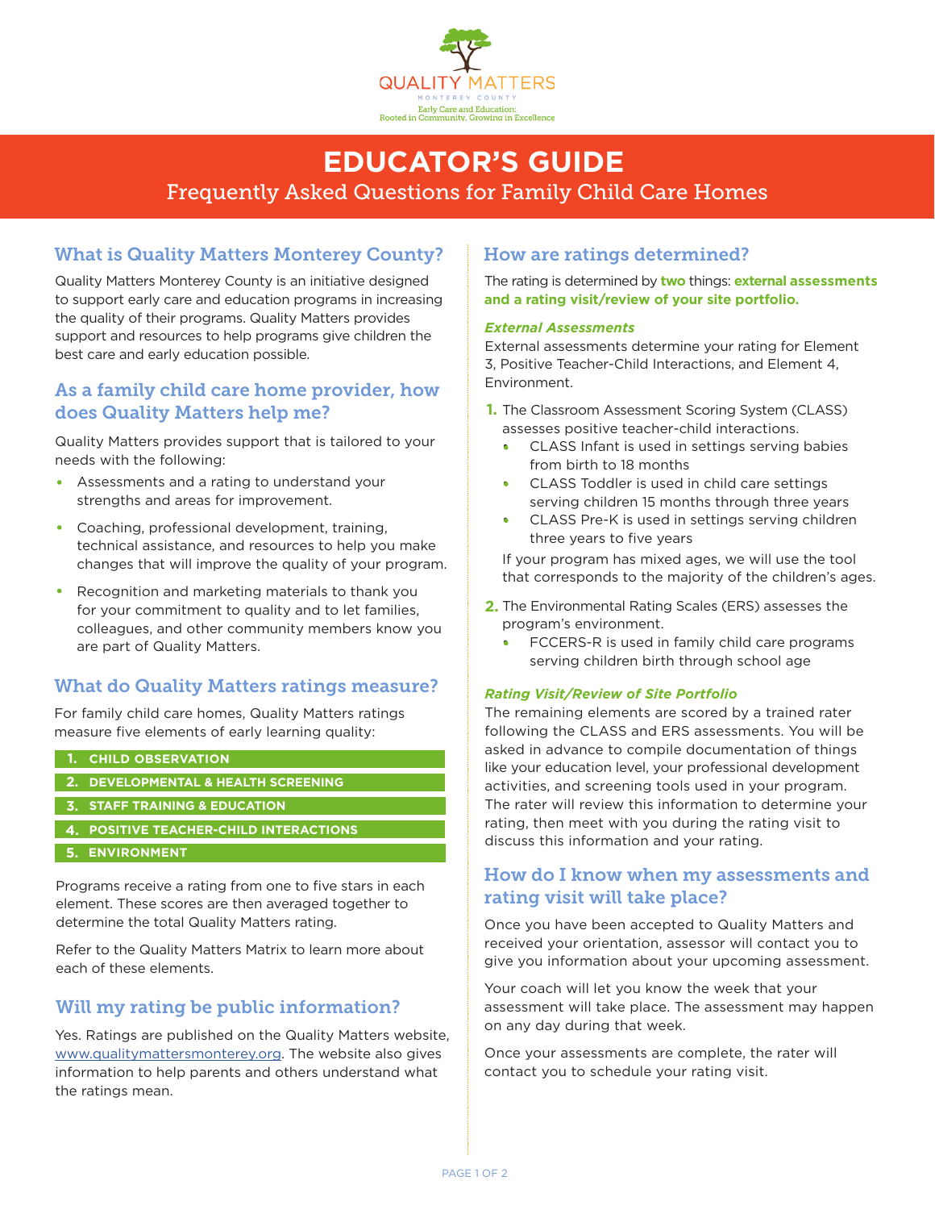QUALITY MATTERS

MONTEREY COUNTY

Early Care and Education:
Rooted in Community, Growing in Excellence

# EDUCATOR'S GUIDE

Frequently Asked Questions for Family Child Care Homes

## What is Quality Matters Monterey County?

Quality Matters Monterey County is an initiative designed to support early care and education programs in increasing the quality of their programs. Quality Matters provides support and resources to help programs give children the best care and early education possible.

## As a family child care home provider, how does Quality Matters help me?

Quality Matters provides support that is tailored to your needs with the following:

- Assessments and a rating to understand your strengths and areas for improvement.
- Coaching, professional development, training, technical assistance, and resources to help you make changes that will improve the quality of your program.
- Recognition and marketing materials to thank you for your commitment to quality and to let families, colleagues, and other community members know you are part of Quality Matters.

## What do Quality Matters ratings measure?

For family child care homes, Quality Matters ratings measure five elements of early learning quality:

1. **CHILD OBSERVATION**
2. **DEVELOPMENTAL & HEALTH SCREENING**
3. **STAFF TRAINING & EDUCATION**
4. **POSITIVE TEACHER-CHILD INTERACTIONS**
5. **ENVIRONMENT**

Programs receive a rating from one to five stars in each element. These scores are then averaged together to determine the total Quality Matters rating.

Refer to the Quality Matters Matrix to learn more about each of these elements.

## Will my rating be public information?

Yes. Ratings are published on the Quality Matters website, www.qualitymattersmonterey.org. The website also gives information to help parents and others understand what the ratings mean.

## How are ratings determined?

The rating is determined by **two** things: **external assessments and a rating visit/review of your site portfolio.**

***External Assessments***

External assessments determine your rating for Element 3, Positive Teacher-Child Interactions, and Element 4, Environment.

1. The Classroom Assessment Scoring System (CLASS) assesses positive teacher-child interactions.
   - CLASS Infant is used in settings serving babies from birth to 18 months
   - CLASS Toddler is used in child care settings serving children 15 months through three years
   - CLASS Pre-K is used in settings serving children three years to five years

   If your program has mixed ages, we will use the tool that corresponds to the majority of the children's ages.
2. The Environmental Rating Scales (ERS) assesses the program's environment.
   - FCCERS-R is used in family child care programs serving children birth through school age

***Rating Visit/Review of Site Portfolio***

The remaining elements are scored by a trained rater following the CLASS and ERS assessments. You will be asked in advance to compile documentation of things like your education level, your professional development activities, and screening tools used in your program. The rater will review this information to determine your rating, then meet with you during the rating visit to discuss this information and your rating.

## How do I know when my assessments and rating visit will take place?

Once you have been accepted to Quality Matters and received your orientation, assessor will contact you to give you information about your upcoming assessment.

Your coach will let you know the week that your assessment will take place. The assessment may happen on any day during that week.

Once your assessments are complete, the rater will contact you to schedule your rating visit.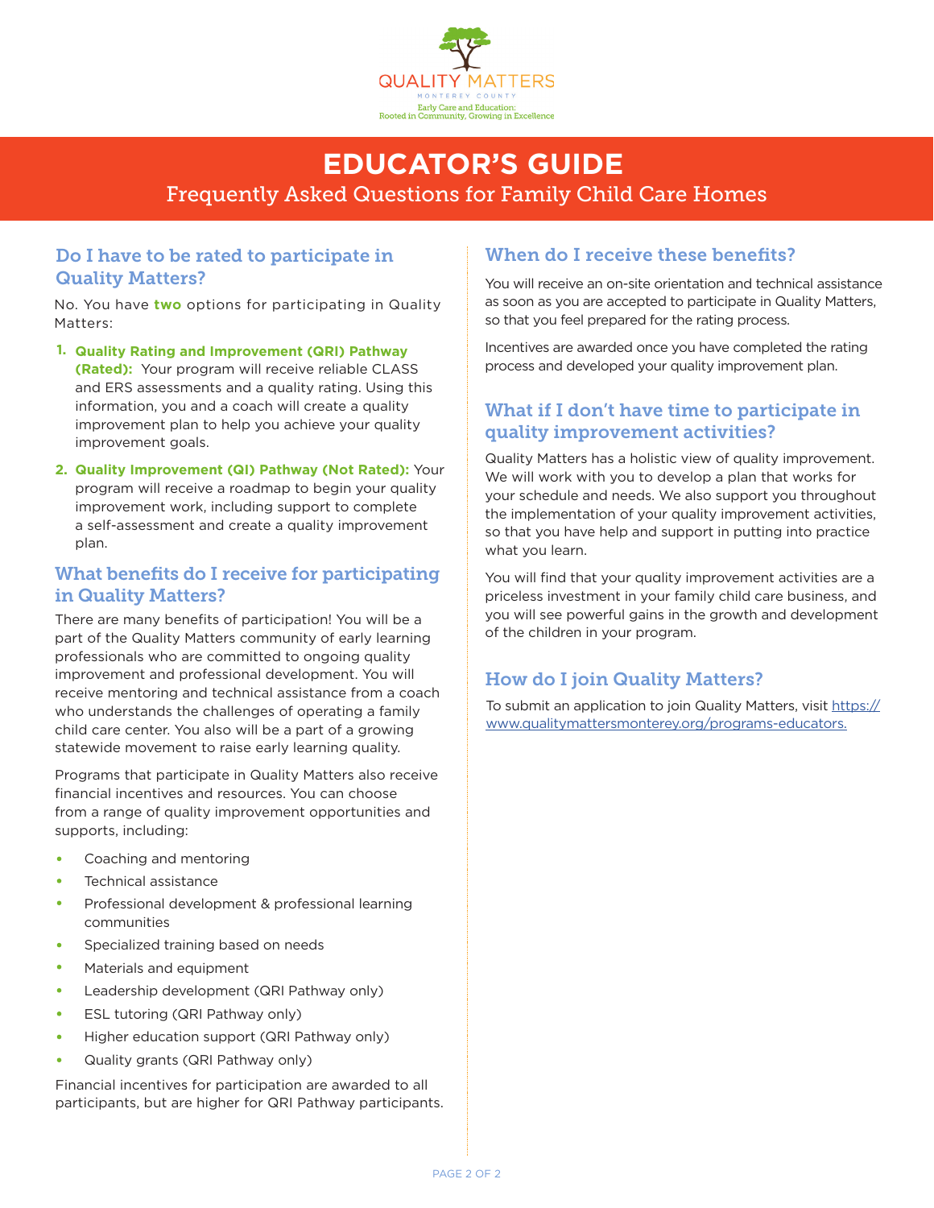QUALITY MATTERS

MONTEREY COUNTY

Early Care and Education: Rooted in Community, Growing in Excellence

# EDUCATOR'S GUIDE

Frequently Asked Questions for Family Child Care Homes

## Do I have to be rated to participate in Quality Matters?

No. You have **two** options for participating in Quality Matters:

1. **Quality Rating and Improvement (QRI) Pathway (Rated):** Your program will receive reliable CLASS and ERS assessments and a quality rating. Using this information, you and a coach will create a quality improvement plan to help you achieve your quality improvement goals.
2. **Quality Improvement (QI) Pathway (Not Rated):** Your program will receive a roadmap to begin your quality improvement work, including support to complete a self-assessment and create a quality improvement plan.

## What benefits do I receive for participating in Quality Matters?

There are many benefits of participation! You will be a part of the Quality Matters community of early learning professionals who are committed to ongoing quality improvement and professional development. You will receive mentoring and technical assistance from a coach who understands the challenges of operating a family child care center. You also will be a part of a growing statewide movement to raise early learning quality.

Programs that participate in Quality Matters also receive financial incentives and resources. You can choose from a range of quality improvement opportunities and supports, including:

- Coaching and mentoring
- Technical assistance
- Professional development & professional learning communities
- Specialized training based on needs
- Materials and equipment
- Leadership development (QRI Pathway only)
- ESL tutoring (QRI Pathway only)
- Higher education support (QRI Pathway only)
- Quality grants (QRI Pathway only)

Financial incentives for participation are awarded to all participants, but are higher for QRI Pathway participants.

## When do I receive these benefits?

You will receive an on-site orientation and technical assistance as soon as you are accepted to participate in Quality Matters, so that you feel prepared for the rating process.

Incentives are awarded once you have completed the rating process and developed your quality improvement plan.

## What if I don't have time to participate in quality improvement activities?

Quality Matters has a holistic view of quality improvement. We will work with you to develop a plan that works for your schedule and needs. We also support you throughout the implementation of your quality improvement activities, so that you have help and support in putting into practice what you learn.

You will find that your quality improvement activities are a priceless investment in your family child care business, and you will see powerful gains in the growth and development of the children in your program.

## How do I join Quality Matters?

To submit an application to join Quality Matters, visit https://www.qualitymattersmonterey.org/programs-educators.